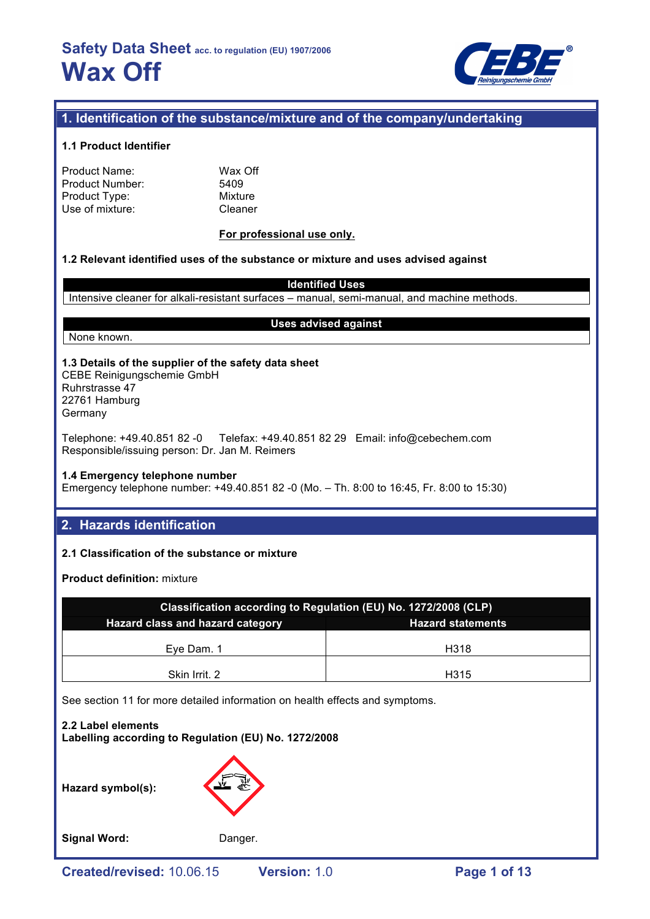# Safety Data Sheet acc. to regulation (EU) 1907/2006

# Wax Off

## 1. Identification of the substance/mixture and of the company/undertaking

### 1.1 Product Identifier

| | |
|---|---|
| Product Name: | Wax Off |
| Product Number: | 5409 |
| Product Type: | Mixture |
| Use of mixture: | Cleaner |

**For professional use only.**

### 1.2 Relevant identified uses of the substance or mixture and uses advised against

| Identified Uses |
|---|
| Intensive cleaner for alkali-resistant surfaces – manual, semi-manual, and machine methods. |

| Uses advised against |
|---|
| None known. |

### 1.3 Details of the supplier of the safety data sheet

CEBE Reinigungschemie GmbH
Ruhrstrasse 47
22761 Hamburg
Germany

Telephone: +49.40.851 82 -0 Telefax: +49.40.851 82 29 Email: info@cebechem.com
Responsible/issuing person: Dr. Jan M. Reimers

### 1.4 Emergency telephone number

Emergency telephone number: +49.40.851 82 -0 (Mo. – Th. 8:00 to 16:45, Fr. 8:00 to 15:30)

## 2. Hazards identification

### 2.1 Classification of the substance or mixture

**Product definition:** mixture

| Classification according to Regulation (EU) No. 1272/2008 (CLP) | |
|---|---|
| **Hazard class and hazard category** | **Hazard statements** |
| Eye Dam. 1 | H318 |
| Skin Irrit. 2 | H315 |

See section 11 for more detailed information on health effects and symptoms.

### 2.2 Label elements

**Labelling according to Regulation (EU) No. 1272/2008**

**Hazard symbol(s):**

**Signal Word:** Danger.

Created/revised: 10.06.15 Version: 1.0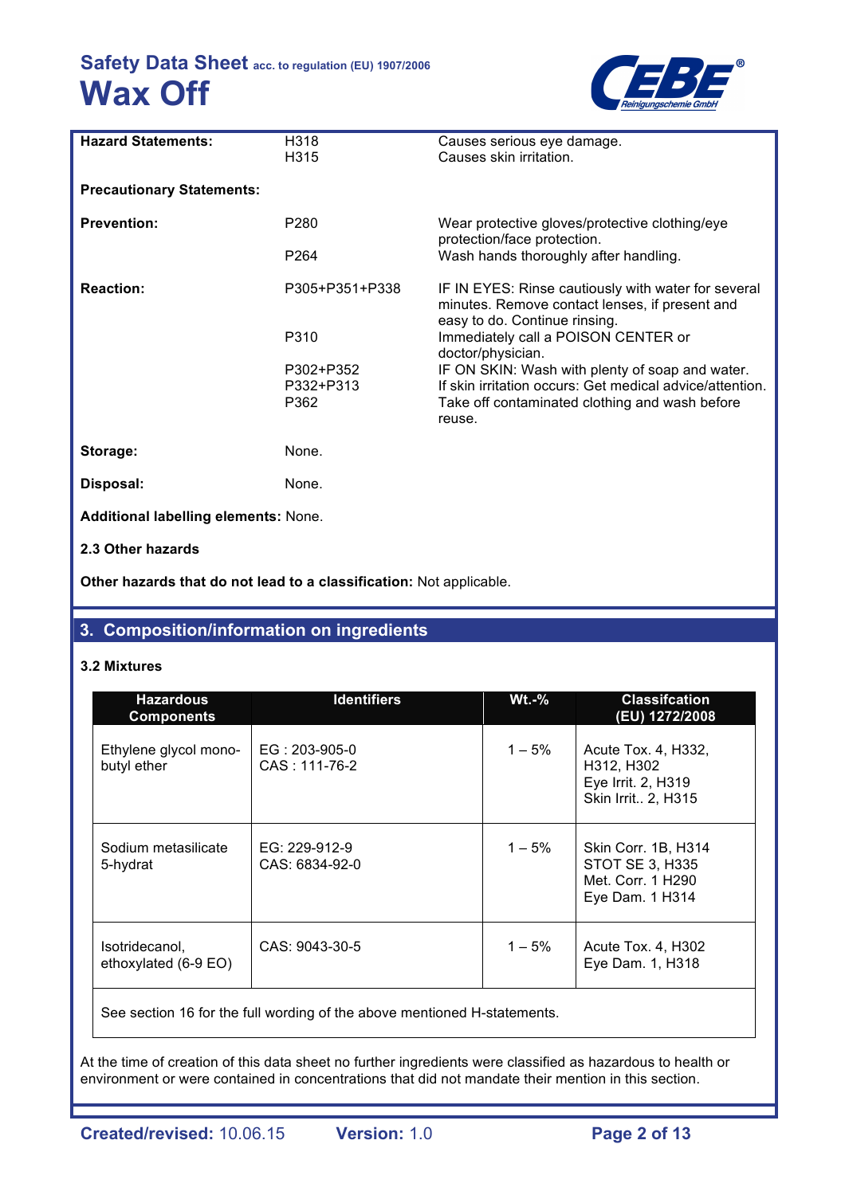| | | |
|---|---|---|
| **Hazard Statements:** | H318<br>H315 | Causes serious eye damage.<br>Causes skin irritation. |
| **Precautionary Statements:** | | |
| **Prevention:** | P280<br>P264 | Wear protective gloves/protective clothing/eye protection/face protection.<br>Wash hands thoroughly after handling. |
| **Reaction:** | P305+P351+P338<br>P310<br>P302+P352<br>P332+P313<br>P362 | IF IN EYES: Rinse cautiously with water for several minutes. Remove contact lenses, if present and easy to do. Continue rinsing.<br>Immediately call a POISON CENTER or doctor/physician.<br>IF ON SKIN: Wash with plenty of soap and water.<br>If skin irritation occurs: Get medical advice/attention.<br>Take off contaminated clothing and wash before reuse. |
| **Storage:** | None. | |
| **Disposal:** | None. | |

**Additional labelling elements:** None.

**2.3 Other hazards**

**Other hazards that do not lead to a classification:** Not applicable.

## 3. Composition/information on ingredients

**3.2 Mixtures**

| Hazardous Components | Identifiers | Wt.-% | Classifcation (EU) 1272/2008 |
|---|---|---|---|
| Ethylene glycol mono-butyl ether | EG : 203-905-0<br>CAS : 111-76-2 | 1 – 5% | Acute Tox. 4, H332, H312, H302<br>Eye Irrit. 2, H319<br>Skin Irrit.. 2, H315 |
| Sodium metasilicate 5-hydrat | EG: 229-912-9<br>CAS: 6834-92-0 | 1 – 5% | Skin Corr. 1B, H314<br>STOT SE 3, H335<br>Met. Corr. 1 H290<br>Eye Dam. 1 H314 |
| Isotridecanol, ethoxylated (6-9 EO) | CAS: 9043-30-5 | 1 – 5% | Acute Tox. 4, H302<br>Eye Dam. 1, H318 |
| See section 16 for the full wording of the above mentioned H-statements. | | | |

At the time of creation of this data sheet no further ingredients were classified as hazardous to health or environment or were contained in concentrations that did not mandate their mention in this section.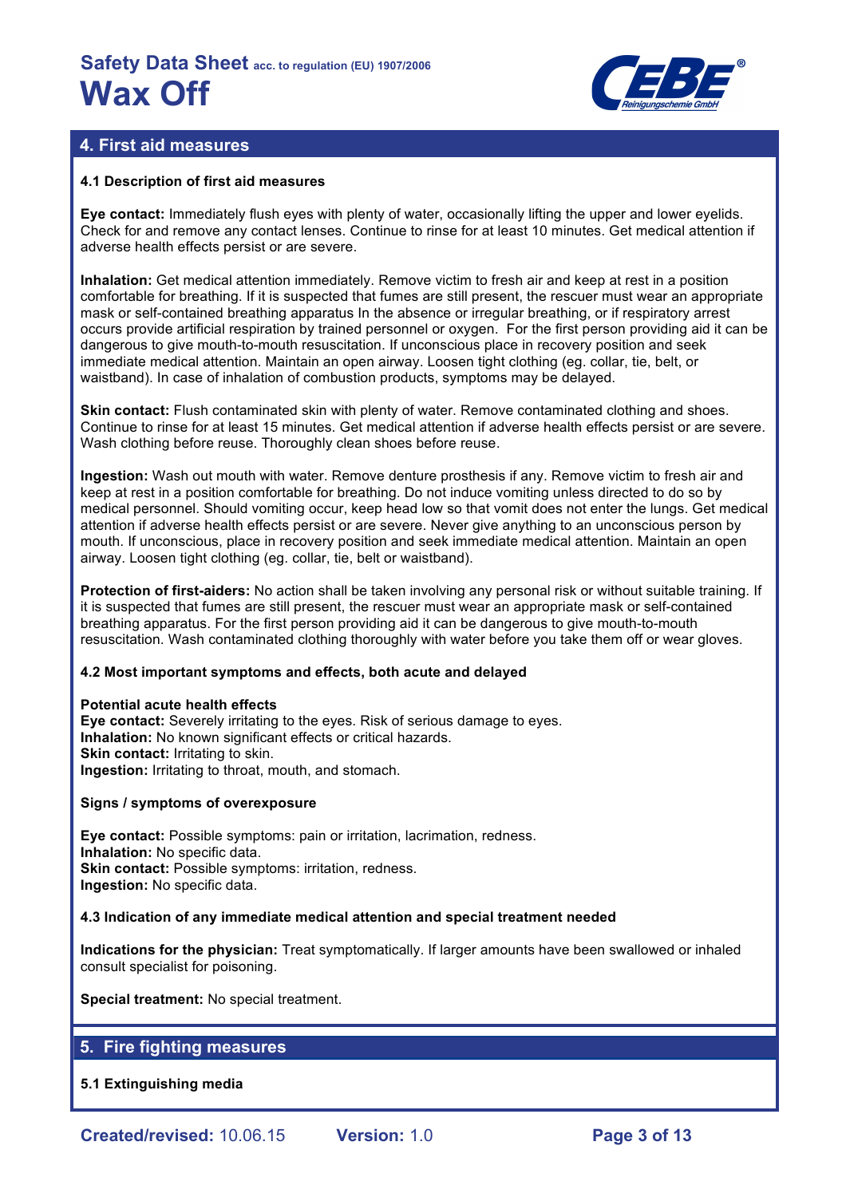## 4. First aid measures

### 4.1 Description of first aid measures

**Eye contact:** Immediately flush eyes with plenty of water, occasionally lifting the upper and lower eyelids. Check for and remove any contact lenses. Continue to rinse for at least 10 minutes. Get medical attention if adverse health effects persist or are severe.

**Inhalation:** Get medical attention immediately. Remove victim to fresh air and keep at rest in a position comfortable for breathing. If it is suspected that fumes are still present, the rescuer must wear an appropriate mask or self-contained breathing apparatus In the absence or irregular breathing, or if respiratory arrest occurs provide artificial respiration by trained personnel or oxygen. For the first person providing aid it can be dangerous to give mouth-to-mouth resuscitation. If unconscious place in recovery position and seek immediate medical attention. Maintain an open airway. Loosen tight clothing (eg. collar, tie, belt, or waistband). In case of inhalation of combustion products, symptoms may be delayed.

**Skin contact:** Flush contaminated skin with plenty of water. Remove contaminated clothing and shoes. Continue to rinse for at least 15 minutes. Get medical attention if adverse health effects persist or are severe. Wash clothing before reuse. Thoroughly clean shoes before reuse.

**Ingestion:** Wash out mouth with water. Remove denture prosthesis if any. Remove victim to fresh air and keep at rest in a position comfortable for breathing. Do not induce vomiting unless directed to do so by medical personnel. Should vomiting occur, keep head low so that vomit does not enter the lungs. Get medical attention if adverse health effects persist or are severe. Never give anything to an unconscious person by mouth. If unconscious, place in recovery position and seek immediate medical attention. Maintain an open airway. Loosen tight clothing (eg. collar, tie, belt or waistband).

**Protection of first-aiders:** No action shall be taken involving any personal risk or without suitable training. If it is suspected that fumes are still present, the rescuer must wear an appropriate mask or self-contained breathing apparatus. For the first person providing aid it can be dangerous to give mouth-to-mouth resuscitation. Wash contaminated clothing thoroughly with water before you take them off or wear gloves.

### 4.2 Most important symptoms and effects, both acute and delayed

**Potential acute health effects**
**Eye contact:** Severely irritating to the eyes. Risk of serious damage to eyes.
**Inhalation:** No known significant effects or critical hazards.
**Skin contact:** Irritating to skin.
**Ingestion:** Irritating to throat, mouth, and stomach.

**Signs / symptoms of overexposure**

**Eye contact:** Possible symptoms: pain or irritation, lacrimation, redness.
**Inhalation:** No specific data.
**Skin contact:** Possible symptoms: irritation, redness.
**Ingestion:** No specific data.

### 4.3 Indication of any immediate medical attention and special treatment needed

**Indications for the physician:** Treat symptomatically. If larger amounts have been swallowed or inhaled consult specialist for poisoning.

**Special treatment:** No special treatment.

## 5. Fire fighting measures

### 5.1 Extinguishing media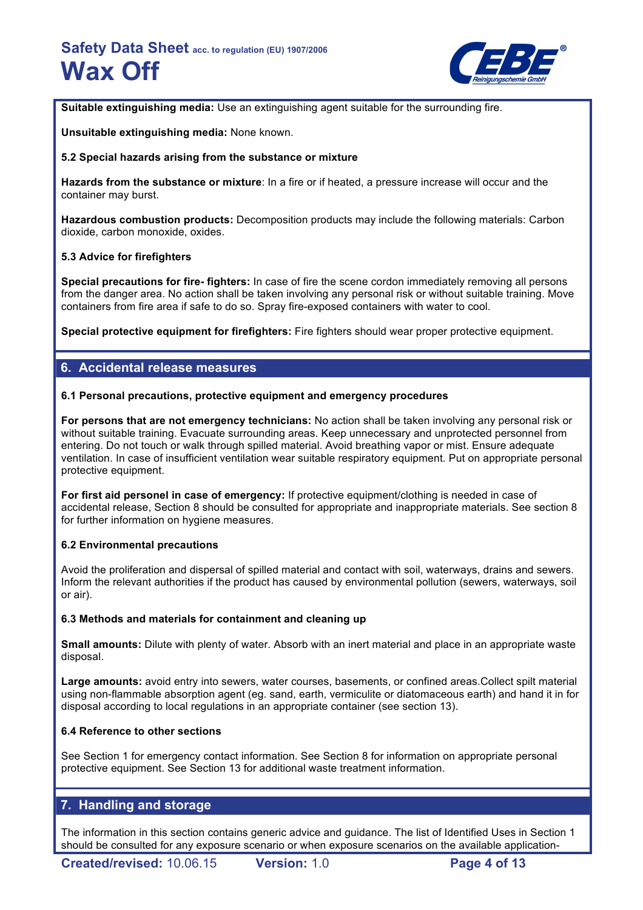**Suitable extinguishing media:** Use an extinguishing agent suitable for the surrounding fire.

**Unsuitable extinguishing media:** None known.

**5.2 Special hazards arising from the substance or mixture**

**Hazards from the substance or mixture**: In a fire or if heated, a pressure increase will occur and the container may burst.

**Hazardous combustion products:** Decomposition products may include the following materials: Carbon dioxide, carbon monoxide, oxides.

**5.3 Advice for firefighters**

**Special precautions for fire- fighters:** In case of fire the scene cordon immediately removing all persons from the danger area. No action shall be taken involving any personal risk or without suitable training. Move containers from fire area if safe to do so. Spray fire-exposed containers with water to cool.

**Special protective equipment for firefighters:** Fire fighters should wear proper protective equipment.

## 6. Accidental release measures

**6.1 Personal precautions, protective equipment and emergency procedures**

**For persons that are not emergency technicians:** No action shall be taken involving any personal risk or without suitable training. Evacuate surrounding areas. Keep unnecessary and unprotected personnel from entering. Do not touch or walk through spilled material. Avoid breathing vapor or mist. Ensure adequate ventilation. In case of insufficient ventilation wear suitable respiratory equipment. Put on appropriate personal protective equipment.

**For first aid personel in case of emergency:** If protective equipment/clothing is needed in case of accidental release, Section 8 should be consulted for appropriate and inappropriate materials. See section 8 for further information on hygiene measures.

**6.2 Environmental precautions**

Avoid the proliferation and dispersal of spilled material and contact with soil, waterways, drains and sewers. Inform the relevant authorities if the product has caused by environmental pollution (sewers, waterways, soil or air).

**6.3 Methods and materials for containment and cleaning up**

**Small amounts:** Dilute with plenty of water. Absorb with an inert material and place in an appropriate waste disposal.

**Large amounts:** avoid entry into sewers, water courses, basements, or confined areas.Collect spilt material using non-flammable absorption agent (eg. sand, earth, vermiculite or diatomaceous earth) and hand it in for disposal according to local regulations in an appropriate container (see section 13).

**6.4 Reference to other sections**

See Section 1 for emergency contact information. See Section 8 for information on appropriate personal protective equipment. See Section 13 for additional waste treatment information.

## 7. Handling and storage

The information in this section contains generic advice and guidance. The list of Identified Uses in Section 1 should be consulted for any exposure scenario or when exposure scenarios on the available application-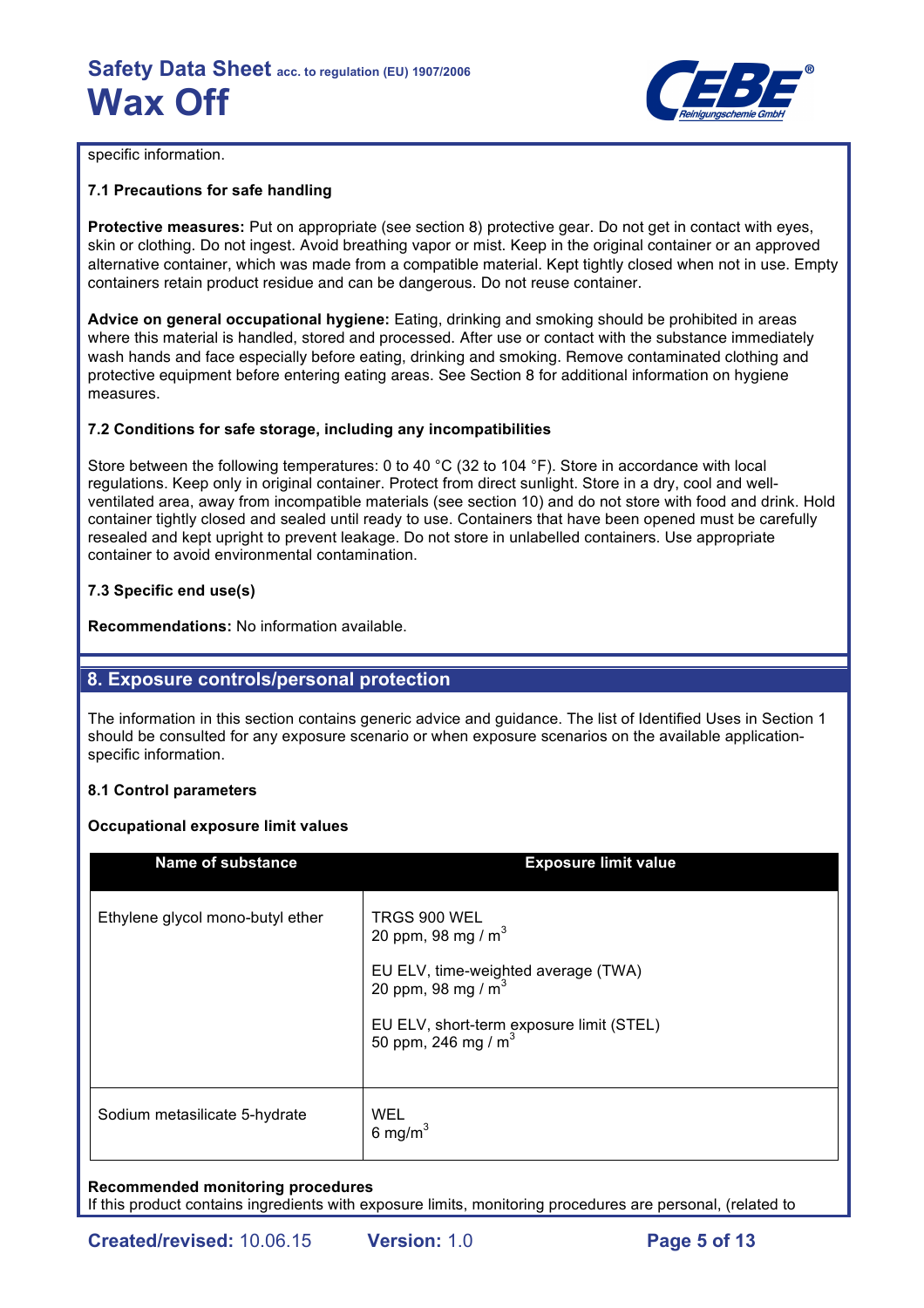specific information.

### 7.1 Precautions for safe handling

**Protective measures:** Put on appropriate (see section 8) protective gear. Do not get in contact with eyes, skin or clothing. Do not ingest. Avoid breathing vapor or mist. Keep in the original container or an approved alternative container, which was made from a compatible material. Kept tightly closed when not in use. Empty containers retain product residue and can be dangerous. Do not reuse container.

**Advice on general occupational hygiene:** Eating, drinking and smoking should be prohibited in areas where this material is handled, stored and processed. After use or contact with the substance immediately wash hands and face especially before eating, drinking and smoking. Remove contaminated clothing and protective equipment before entering eating areas. See Section 8 for additional information on hygiene measures.

### 7.2 Conditions for safe storage, including any incompatibilities

Store between the following temperatures: 0 to 40 °C (32 to 104 °F). Store in accordance with local regulations. Keep only in original container. Protect from direct sunlight. Store in a dry, cool and well-ventilated area, away from incompatible materials (see section 10) and do not store with food and drink. Hold container tightly closed and sealed until ready to use. Containers that have been opened must be carefully resealed and kept upright to prevent leakage. Do not store in unlabelled containers. Use appropriate container to avoid environmental contamination.

### 7.3 Specific end use(s)

**Recommendations:** No information available.

## 8. Exposure controls/personal protection

The information in this section contains generic advice and guidance. The list of Identified Uses in Section 1 should be consulted for any exposure scenario or when exposure scenarios on the available application-specific information.

### 8.1 Control parameters

**Occupational exposure limit values**

| Name of substance | Exposure limit value |
|---|---|
| Ethylene glycol mono-butyl ether | TRGS 900 WEL<br>20 ppm, 98 mg / $m^3$<br><br>EU ELV, time-weighted average (TWA)<br>20 ppm, 98 mg / $m^3$<br><br>EU ELV, short-term exposure limit (STEL)<br>50 ppm, 246 mg / $m^3$ |
| Sodium metasilicate 5-hydrate | WEL<br>6 mg/$m^3$ |

**Recommended monitoring procedures**
If this product contains ingredients with exposure limits, monitoring procedures are personal, (related to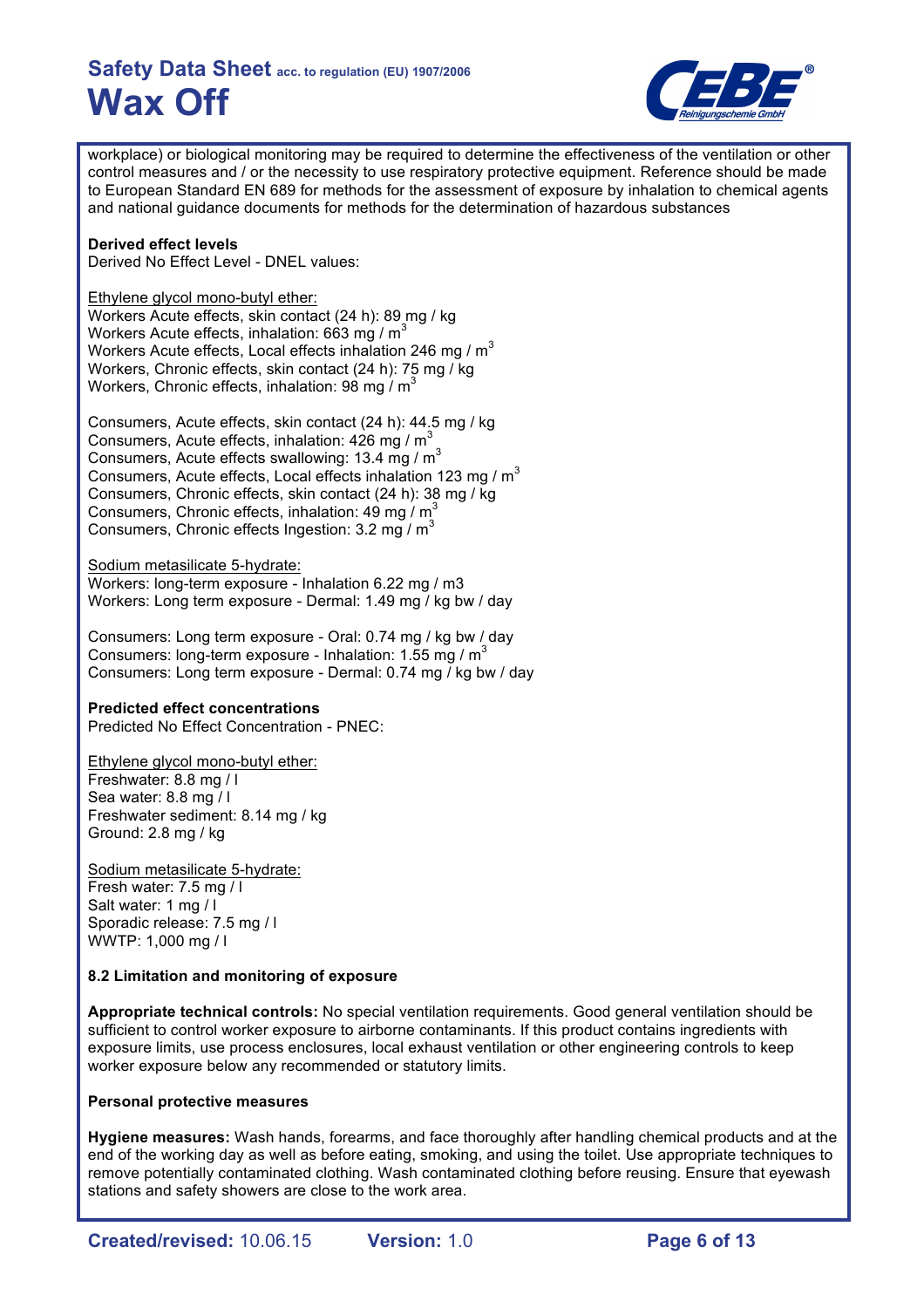workplace) or biological monitoring may be required to determine the effectiveness of the ventilation or other control measures and / or the necessity to use respiratory protective equipment. Reference should be made to European Standard EN 689 for methods for the assessment of exposure by inhalation to chemical agents and national guidance documents for methods for the determination of hazardous substances

**Derived effect levels**
Derived No Effect Level - DNEL values:

Ethylene glycol mono-butyl ether:
Workers Acute effects, skin contact (24 h): 89 mg / kg
Workers Acute effects, inhalation: 663 mg / $m^3$
Workers Acute effects, Local effects inhalation 246 mg / $m^3$
Workers, Chronic effects, skin contact (24 h): 75 mg / kg
Workers, Chronic effects, inhalation: 98 mg / $m^3$

Consumers, Acute effects, skin contact (24 h): 44.5 mg / kg
Consumers, Acute effects, inhalation: 426 mg / $m^3$
Consumers, Acute effects swallowing: 13.4 mg / $m^3$
Consumers, Acute effects, Local effects inhalation 123 mg / $m^3$
Consumers, Chronic effects, skin contact (24 h): 38 mg / kg
Consumers, Chronic effects, inhalation: 49 mg / $m^3$
Consumers, Chronic effects Ingestion: 3.2 mg / $m^3$

Sodium metasilicate 5-hydrate:
Workers: long-term exposure - Inhalation 6.22 mg / m3
Workers: Long term exposure - Dermal: 1.49 mg / kg bw / day

Consumers: Long term exposure - Oral: 0.74 mg / kg bw / day
Consumers: long-term exposure - Inhalation: 1.55 mg / $m^3$
Consumers: Long term exposure - Dermal: 0.74 mg / kg bw / day

**Predicted effect concentrations**
Predicted No Effect Concentration - PNEC:

Ethylene glycol mono-butyl ether:
Freshwater: 8.8 mg / l
Sea water: 8.8 mg / l
Freshwater sediment: 8.14 mg / kg
Ground: 2.8 mg / kg

Sodium metasilicate 5-hydrate:
Fresh water: 7.5 mg / l
Salt water: 1 mg / l
Sporadic release: 7.5 mg / l
WWTP: 1,000 mg / l

### 8.2 Limitation and monitoring of exposure

**Appropriate technical controls:** No special ventilation requirements. Good general ventilation should be sufficient to control worker exposure to airborne contaminants. If this product contains ingredients with exposure limits, use process enclosures, local exhaust ventilation or other engineering controls to keep worker exposure below any recommended or statutory limits.

**Personal protective measures**

**Hygiene measures:** Wash hands, forearms, and face thoroughly after handling chemical products and at the end of the working day as well as before eating, smoking, and using the toilet. Use appropriate techniques to remove potentially contaminated clothing. Wash contaminated clothing before reusing. Ensure that eyewash stations and safety showers are close to the work area.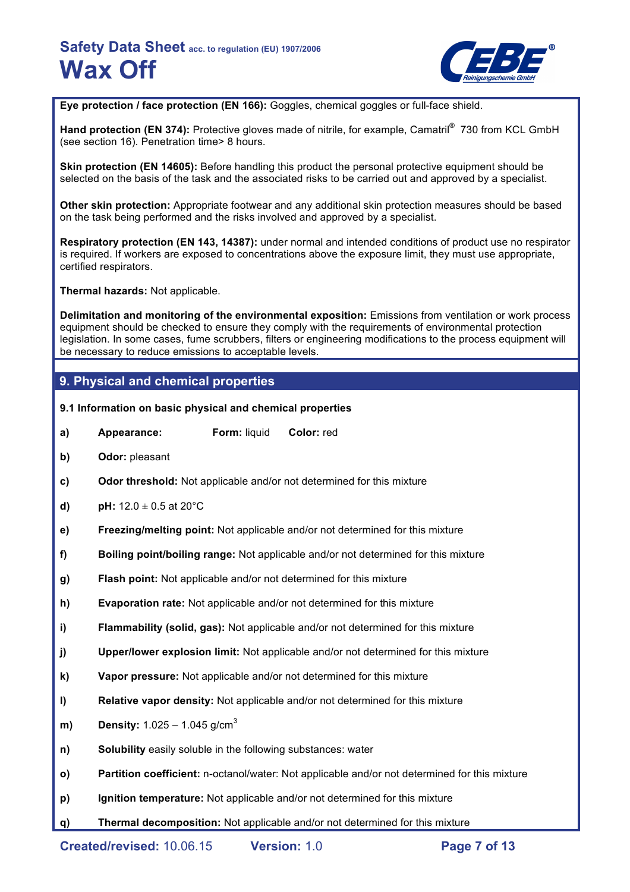**Eye protection / face protection (EN 166):** Goggles, chemical goggles or full-face shield.

**Hand protection (EN 374):** Protective gloves made of nitrile, for example, Camatril® 730 from KCL GmbH (see section 16). Penetration time> 8 hours.

**Skin protection (EN 14605):** Before handling this product the personal protective equipment should be selected on the basis of the task and the associated risks to be carried out and approved by a specialist.

**Other skin protection:** Appropriate footwear and any additional skin protection measures should be based on the task being performed and the risks involved and approved by a specialist.

**Respiratory protection (EN 143, 14387):** under normal and intended conditions of product use no respirator is required. If workers are exposed to concentrations above the exposure limit, they must use appropriate, certified respirators.

**Thermal hazards:** Not applicable.

**Delimitation and monitoring of the environmental exposition:** Emissions from ventilation or work process equipment should be checked to ensure they comply with the requirements of environmental protection legislation. In some cases, fume scrubbers, filters or engineering modifications to the process equipment will be necessary to reduce emissions to acceptable levels.

## 9. Physical and chemical properties

### 9.1 Information on basic physical and chemical properties

- **a) Appearance:** **Form:** liquid **Color:** red
- **b) Odor:** pleasant
- **c) Odor threshold:** Not applicable and/or not determined for this mixture
- **d) pH:** 12.0 ± 0.5 at 20°C
- **e) Freezing/melting point:** Not applicable and/or not determined for this mixture
- **f) Boiling point/boiling range:** Not applicable and/or not determined for this mixture
- **g) Flash point:** Not applicable and/or not determined for this mixture
- **h) Evaporation rate:** Not applicable and/or not determined for this mixture
- **i) Flammability (solid, gas):** Not applicable and/or not determined for this mixture
- **j) Upper/lower explosion limit:** Not applicable and/or not determined for this mixture
- **k) Vapor pressure:** Not applicable and/or not determined for this mixture
- **l) Relative vapor density:** Not applicable and/or not determined for this mixture
- **m) Density:** 1.025 – 1.045 g/cm$^3$
- **n) Solubility** easily soluble in the following substances: water
- **o) Partition coefficient:** n-octanol/water: Not applicable and/or not determined for this mixture
- **p) Ignition temperature:** Not applicable and/or not determined for this mixture
- **q) Thermal decomposition:** Not applicable and/or not determined for this mixture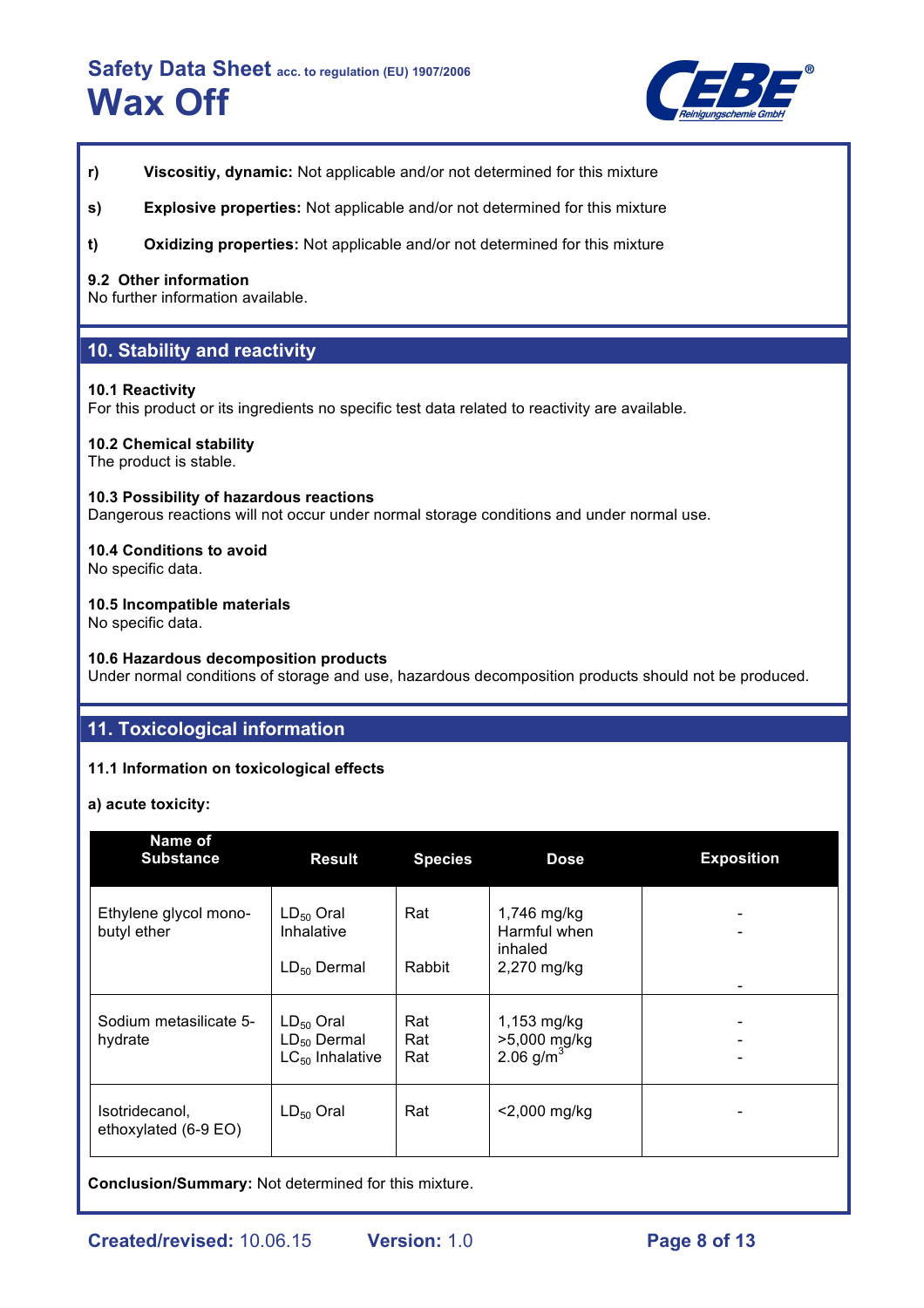**r)** **Viscositiy, dynamic:** Not applicable and/or not determined for this mixture

**s)** **Explosive properties:** Not applicable and/or not determined for this mixture

**t)** **Oxidizing properties:** Not applicable and/or not determined for this mixture

**9.2 Other information**
No further information available.

## 10. Stability and reactivity

**10.1 Reactivity**
For this product or its ingredients no specific test data related to reactivity are available.

**10.2 Chemical stability**
The product is stable.

**10.3 Possibility of hazardous reactions**
Dangerous reactions will not occur under normal storage conditions and under normal use.

**10.4 Conditions to avoid**
No specific data.

**10.5 Incompatible materials**
No specific data.

**10.6 Hazardous decomposition products**
Under normal conditions of storage and use, hazardous decomposition products should not be produced.

## 11. Toxicological information

**11.1 Information on toxicological effects**

**a) acute toxicity:**

| Name of Substance | Result | Species | Dose | Exposition |
|---|---|---|---|---|
| Ethylene glycol mono-butyl ether | $LD_{50}$ Oral<br>Inhalative<br>$LD_{50}$ Dermal | Rat<br><br>Rabbit | 1,746 mg/kg<br>Harmful when inhaled<br>2,270 mg/kg | -<br>-<br>- |
| Sodium metasilicate 5-hydrate | $LD_{50}$ Oral<br>$LD_{50}$ Dermal<br>$LC_{50}$ Inhalative | Rat<br>Rat<br>Rat | 1,153 mg/kg<br>>5,000 mg/kg<br>2.06 g/m$^3$ | -<br>-<br>- |
| Isotridecanol, ethoxylated (6-9 EO) | $LD_{50}$ Oral | Rat | <2,000 mg/kg | - |

**Conclusion/Summary:** Not determined for this mixture.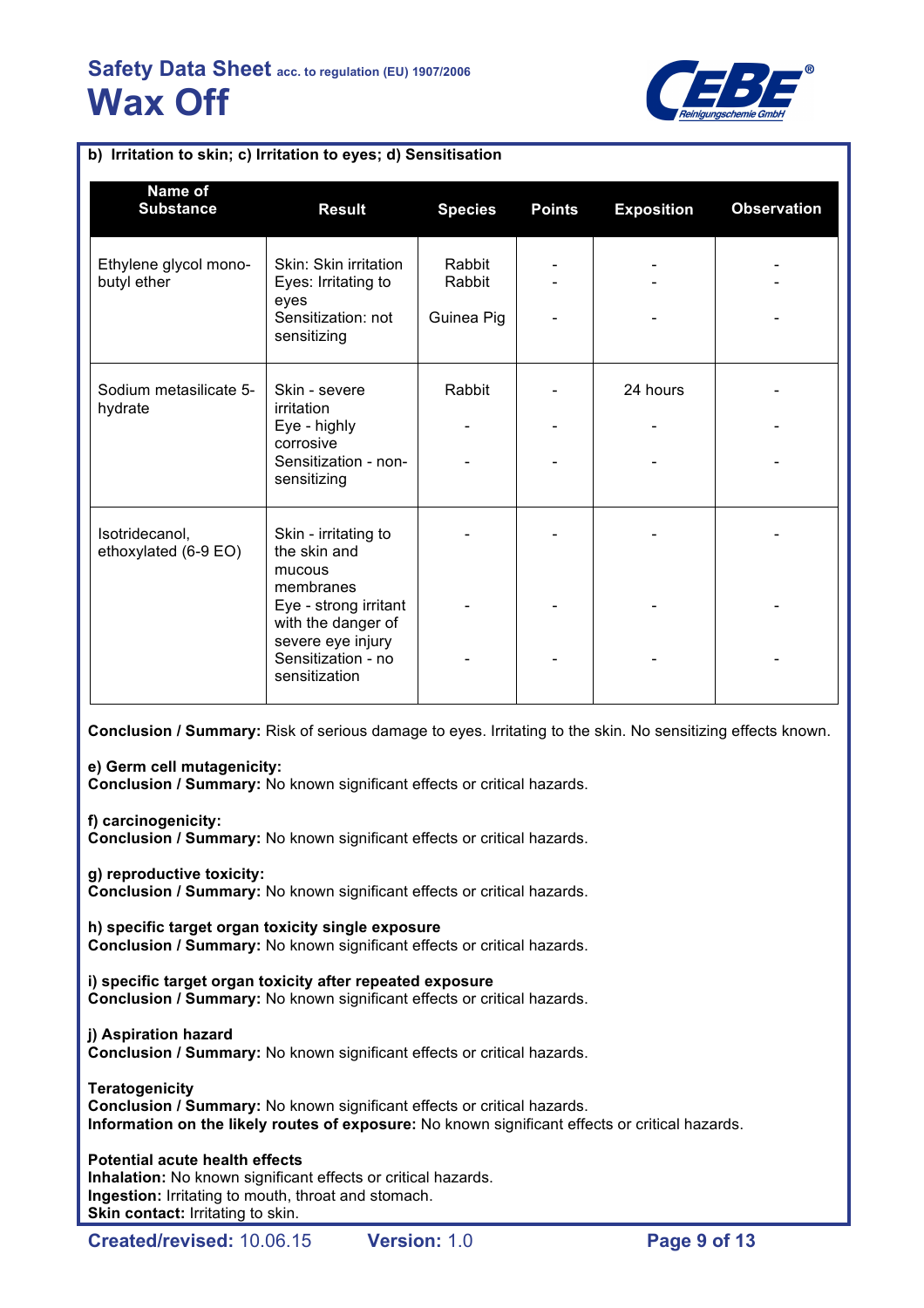### b) Irritation to skin; c) Irritation to eyes; d) Sensitisation

| Name of Substance | Result | Species | Points | Exposition | Observation |
|---|---|---|---|---|---|
| Ethylene glycol mono-butyl ether | Skin: Skin irritation<br>Eyes: Irritating to eyes<br>Sensitization: not sensitizing | Rabbit<br>Rabbit<br>Guinea Pig | -<br>-<br>- | -<br>-<br>- | -<br>-<br>- |
| Sodium metasilicate 5-hydrate | Skin - severe irritation<br>Eye - highly corrosive<br>Sensitization - non-sensitizing | Rabbit<br>-<br>- | -<br>-<br>- | 24 hours<br>-<br>- | -<br>-<br>- |
| Isotridecanol, ethoxylated (6-9 EO) | Skin - irritating to the skin and mucous membranes<br>Eye - strong irritant with the danger of severe eye injury<br>Sensitization - no sensitization | -<br>-<br>- | -<br>-<br>- | -<br>-<br>- | -<br>-<br>- |

**Conclusion / Summary:** Risk of serious damage to eyes. Irritating to the skin. No sensitizing effects known.

**e) Germ cell mutagenicity:**
**Conclusion / Summary:** No known significant effects or critical hazards.

**f) carcinogenicity:**
**Conclusion / Summary:** No known significant effects or critical hazards.

**g) reproductive toxicity:**
**Conclusion / Summary:** No known significant effects or critical hazards.

**h) specific target organ toxicity single exposure**
**Conclusion / Summary:** No known significant effects or critical hazards.

**i) specific target organ toxicity after repeated exposure**
**Conclusion / Summary:** No known significant effects or critical hazards.

**j) Aspiration hazard**
**Conclusion / Summary:** No known significant effects or critical hazards.

**Teratogenicity**
**Conclusion / Summary:** No known significant effects or critical hazards.
**Information on the likely routes of exposure:** No known significant effects or critical hazards.

**Potential acute health effects**
**Inhalation:** No known significant effects or critical hazards.
**Ingestion:** Irritating to mouth, throat and stomach.
**Skin contact:** Irritating to skin.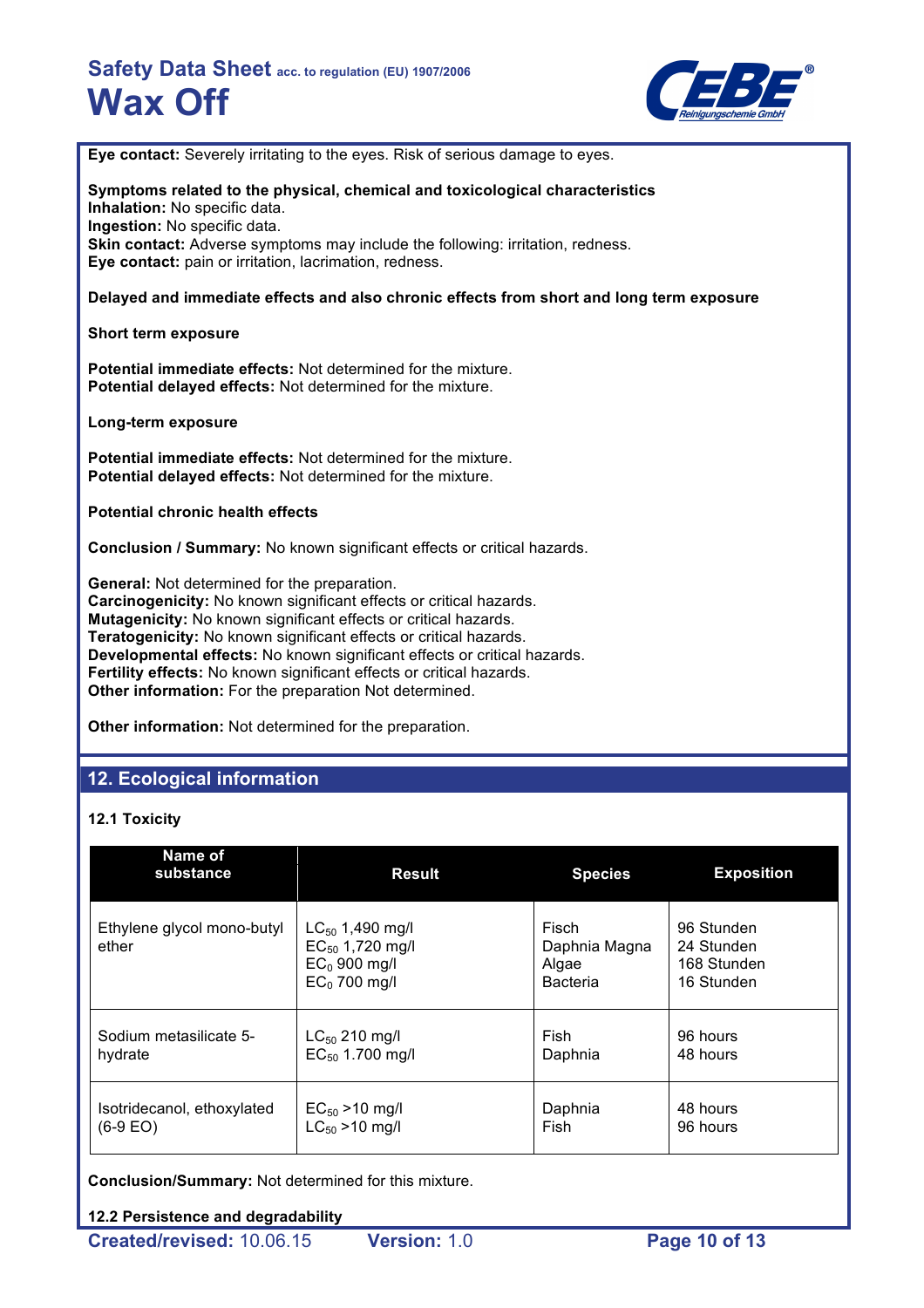**Eye contact:** Severely irritating to the eyes. Risk of serious damage to eyes.

**Symptoms related to the physical, chemical and toxicological characteristics**
**Inhalation:** No specific data.
**Ingestion:** No specific data.
**Skin contact:** Adverse symptoms may include the following: irritation, redness.
**Eye contact:** pain or irritation, lacrimation, redness.

**Delayed and immediate effects and also chronic effects from short and long term exposure**

**Short term exposure**

**Potential immediate effects:** Not determined for the mixture.
**Potential delayed effects:** Not determined for the mixture.

**Long-term exposure**

**Potential immediate effects:** Not determined for the mixture.
**Potential delayed effects:** Not determined for the mixture.

**Potential chronic health effects**

**Conclusion / Summary:** No known significant effects or critical hazards.

**General:** Not determined for the preparation.
**Carcinogenicity:** No known significant effects or critical hazards.
**Mutagenicity:** No known significant effects or critical hazards.
**Teratogenicity:** No known significant effects or critical hazards.
**Developmental effects:** No known significant effects or critical hazards.
**Fertility effects:** No known significant effects or critical hazards.
**Other information:** For the preparation Not determined.

**Other information:** Not determined for the preparation.

## 12. Ecological information

### 12.1 Toxicity

| Name of substance | Result | Species | Exposition |
|---|---|---|---|
| Ethylene glycol mono-butyl ether | $LC_{50}$ 1,490 mg/l<br>$EC_{50}$ 1,720 mg/l<br>$EC_0$ 900 mg/l<br>$EC_0$ 700 mg/l | Fisch<br>Daphnia Magna<br>Algae<br>Bacteria | 96 Stunden<br>24 Stunden<br>168 Stunden<br>16 Stunden |
| Sodium metasilicate 5-hydrate | $LC_{50}$ 210 mg/l<br>$EC_{50}$ 1.700 mg/l | Fish<br>Daphnia | 96 hours<br>48 hours |
| Isotridecanol, ethoxylated (6-9 EO) | $EC_{50}$ >10 mg/l<br>$LC_{50}$ >10 mg/l | Daphnia<br>Fish | 48 hours<br>96 hours |

**Conclusion/Summary:** Not determined for this mixture.

### 12.2 Persistence and degradability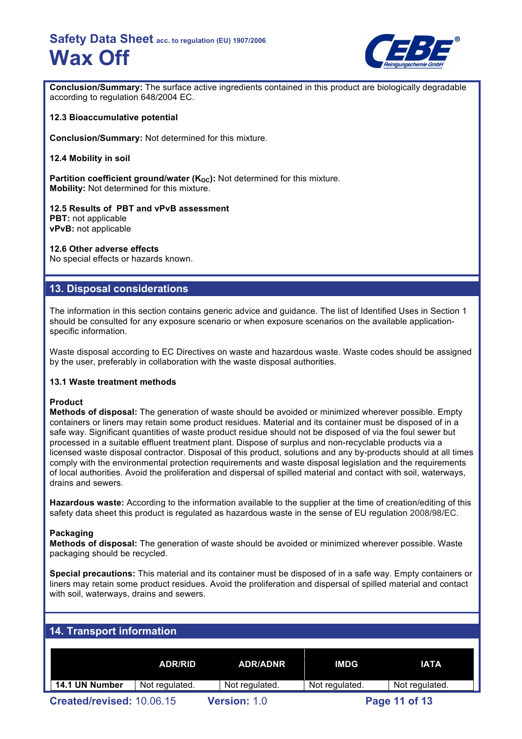**Conclusion/Summary:** The surface active ingredients contained in this product are biologically degradable according to regulation 648/2004 EC.

**12.3 Bioaccumulative potential**

**Conclusion/Summary:** Not determined for this mixture.

**12.4 Mobility in soil**

**Partition coefficient ground/water ($K_{OC}$):** Not determined for this mixture.
**Mobility:** Not determined for this mixture.

**12.5 Results of PBT and vPvB assessment**
**PBT:** not applicable
**vPvB:** not applicable

**12.6 Other adverse effects**
No special effects or hazards known.

## 13. Disposal considerations

The information in this section contains generic advice and guidance. The list of Identified Uses in Section 1 should be consulted for any exposure scenario or when exposure scenarios on the available application-specific information.

Waste disposal according to EC Directives on waste and hazardous waste. Waste codes should be assigned by the user, preferably in collaboration with the waste disposal authorities.

**13.1 Waste treatment methods**

**Product**
**Methods of disposal:** The generation of waste should be avoided or minimized wherever possible. Empty containers or liners may retain some product residues. Material and its container must be disposed of in a safe way. Significant quantities of waste product residue should not be disposed of via the foul sewer but processed in a suitable effluent treatment plant. Dispose of surplus and non-recyclable products via a licensed waste disposal contractor. Disposal of this product, solutions and any by-products should at all times comply with the environmental protection requirements and waste disposal legislation and the requirements of local authorities. Avoid the proliferation and dispersal of spilled material and contact with soil, waterways, drains and sewers.

**Hazardous waste:** According to the information available to the supplier at the time of creation/editing of this safety data sheet this product is regulated as hazardous waste in the sense of EU regulation 2008/98/EC.

**Packaging**
**Methods of disposal:** The generation of waste should be avoided or minimized wherever possible. Waste packaging should be recycled.

**Special precautions:** This material and its container must be disposed of in a safe way. Empty containers or liners may retain some product residues. Avoid the proliferation and dispersal of spilled material and contact with soil, waterways, drains and sewers.

## 14. Transport information

| | ADR/RID | ADR/ADNR | IMDG | IATA |
|---|---|---|---|---|
| **14.1 UN Number** | Not regulated. | Not regulated. | Not regulated. | Not regulated. |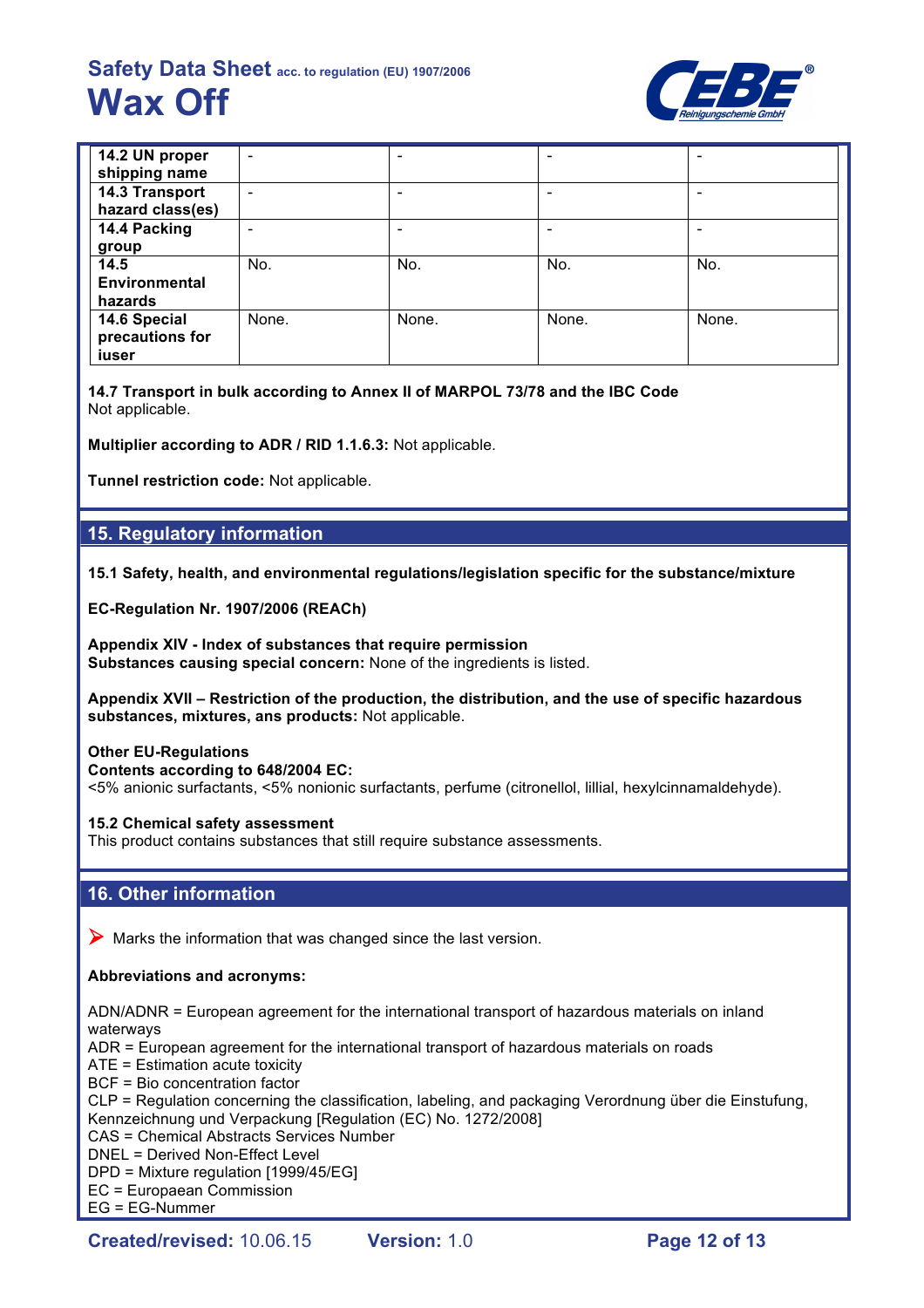| 14.2 UN proper shipping name | - | - | - | - |
|---|---|---|---|---|
| 14.3 Transport hazard class(es) | - | - | - | - |
| 14.4 Packing group | - | - | - | - |
| 14.5 Environmental hazards | No. | No. | No. | No. |
| 14.6 Special precautions for iuser | None. | None. | None. | None. |

**14.7 Transport in bulk according to Annex II of MARPOL 73/78 and the IBC Code**
Not applicable.

**Multiplier according to ADR / RID 1.1.6.3:** Not applicable.

**Tunnel restriction code:** Not applicable.

## 15. Regulatory information

**15.1 Safety, health, and environmental regulations/legislation specific for the substance/mixture**

**EC-Regulation Nr. 1907/2006 (REACh)**

**Appendix XIV - Index of substances that require permission**
**Substances causing special concern:** None of the ingredients is listed.

**Appendix XVII – Restriction of the production, the distribution, and the use of specific hazardous substances, mixtures, ans products:** Not applicable.

**Other EU-Regulations**
**Contents according to 648/2004 EC:**
<5% anionic surfactants, <5% nonionic surfactants, perfume (citronellol, lillial, hexylcinnamaldehyde).

**15.2 Chemical safety assessment**
This product contains substances that still require substance assessments.

## 16. Other information

➤ Marks the information that was changed since the last version.

**Abbreviations and acronyms:**

ADN/ADNR = European agreement for the international transport of hazardous materials on inland waterways
ADR = European agreement for the international transport of hazardous materials on roads
ATE = Estimation acute toxicity
BCF = Bio concentration factor
CLP = Regulation concerning the classification, labeling, and packaging Verordnung über die Einstufung, Kennzeichnung und Verpackung [Regulation (EC) No. 1272/2008]
CAS = Chemical Abstracts Services Number
DNEL = Derived Non-Effect Level
DPD = Mixture regulation [1999/45/EG]
EC = European Commission
EG = EG-Nummer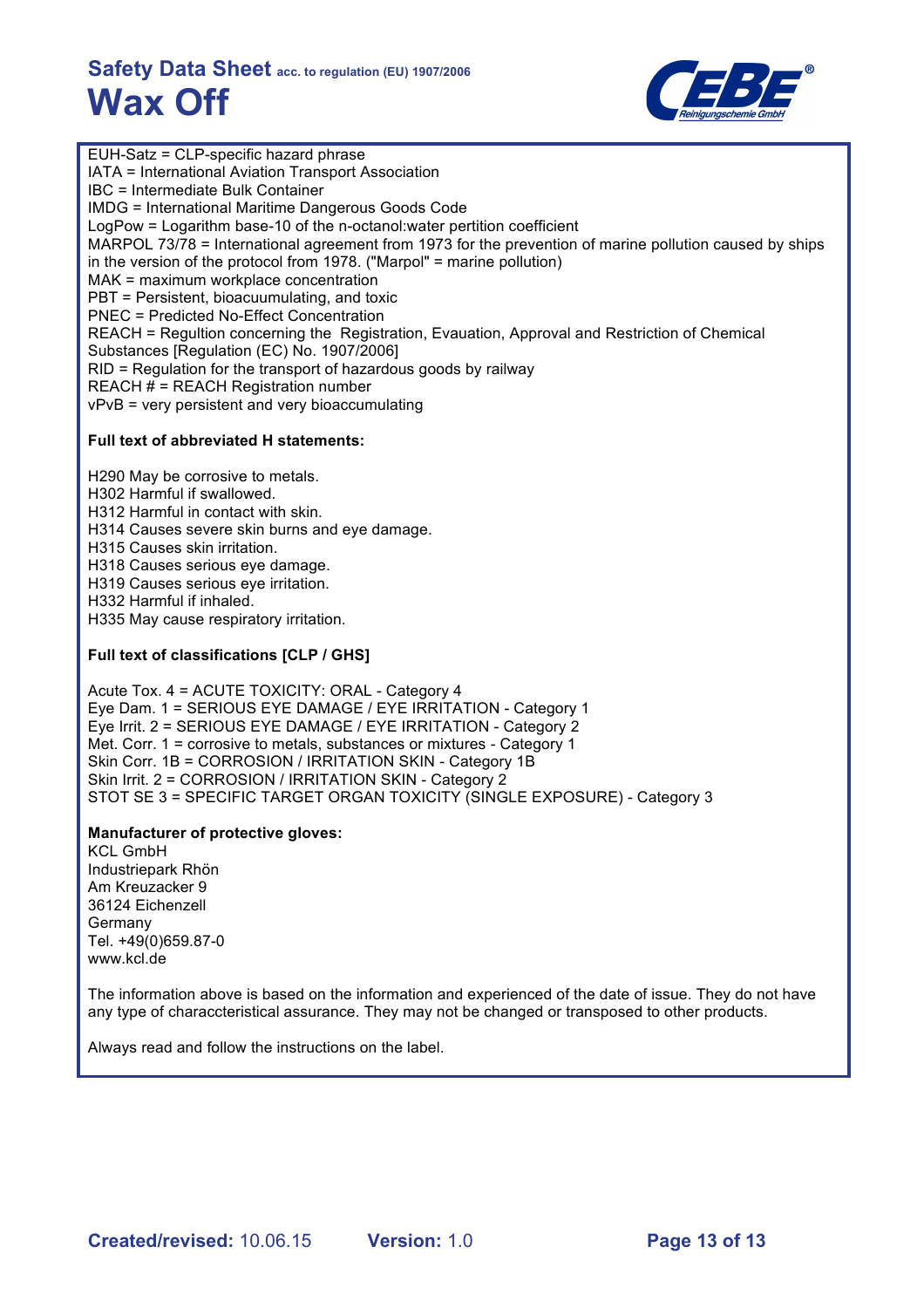EUH-Satz = CLP-specific hazard phrase
IATA = International Aviation Transport Association
IBC = Intermediate Bulk Container
IMDG = International Maritime Dangerous Goods Code
LogPow = Logarithm base-10 of the n-octanol:water pertition coefficient
MARPOL 73/78 = International agreement from 1973 for the prevention of marine pollution caused by ships in the version of the protocol from 1978. ("Marpol" = marine pollution)
MAK = maximum workplace concentration
PBT = Persistent, bioacuumulating, and toxic
PNEC = Predicted No-Effect Concentration
REACH = Regultion concerning the Registration, Evauation, Approval and Restriction of Chemical Substances [Regulation (EC) No. 1907/2006]
RID = Regulation for the transport of hazardous goods by railway
REACH # = REACH Registration number
vPvB = very persistent and very bioaccumulating

**Full text of abbreviated H statements:**

H290 May be corrosive to metals.
H302 Harmful if swallowed.
H312 Harmful in contact with skin.
H314 Causes severe skin burns and eye damage.
H315 Causes skin irritation.
H318 Causes serious eye damage.
H319 Causes serious eye irritation.
H332 Harmful if inhaled.
H335 May cause respiratory irritation.

**Full text of classifications [CLP / GHS]**

Acute Tox. 4 = ACUTE TOXICITY: ORAL - Category 4
Eye Dam. 1 = SERIOUS EYE DAMAGE / EYE IRRITATION - Category 1
Eye Irrit. 2 = SERIOUS EYE DAMAGE / EYE IRRITATION - Category 2
Met. Corr. 1 = corrosive to metals, substances or mixtures - Category 1
Skin Corr. 1B = CORROSION / IRRITATION SKIN - Category 1B
Skin Irrit. 2 = CORROSION / IRRITATION SKIN - Category 2
STOT SE 3 = SPECIFIC TARGET ORGAN TOXICITY (SINGLE EXPOSURE) - Category 3

**Manufacturer of protective gloves:**
KCL GmbH
Industriepark Rhön
Am Kreuzacker 9
36124 Eichenzell
Germany
Tel. +49(0)659.87-0
www.kcl.de

The information above is based on the information and experienced of the date of issue. They do not have any type of characcteristical assurance. They may not be changed or transposed to other products.

Always read and follow the instructions on the label.